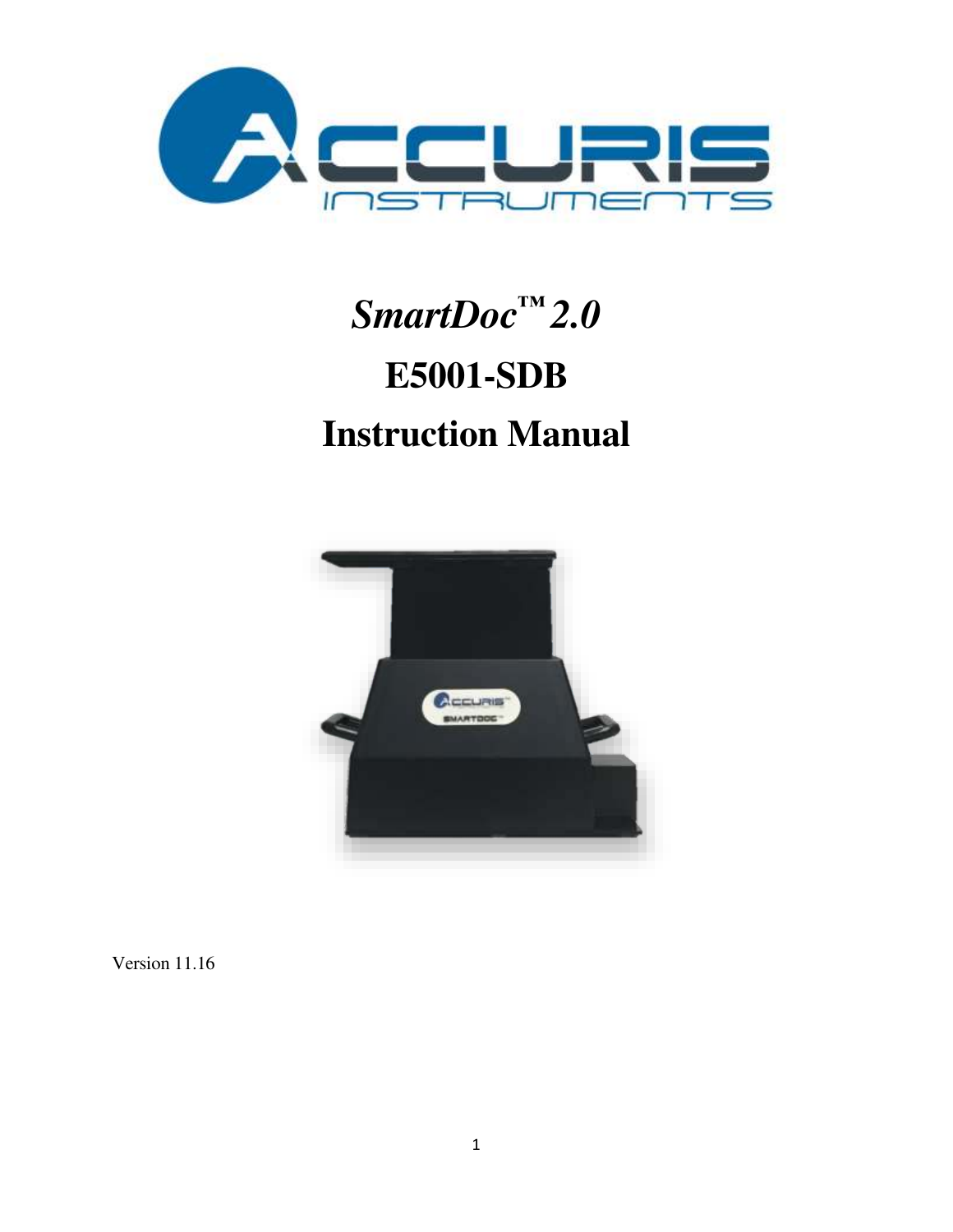# *SmartDoc™ 2.0*

# E5001-SDB

# Instruction Manual

Version 11.16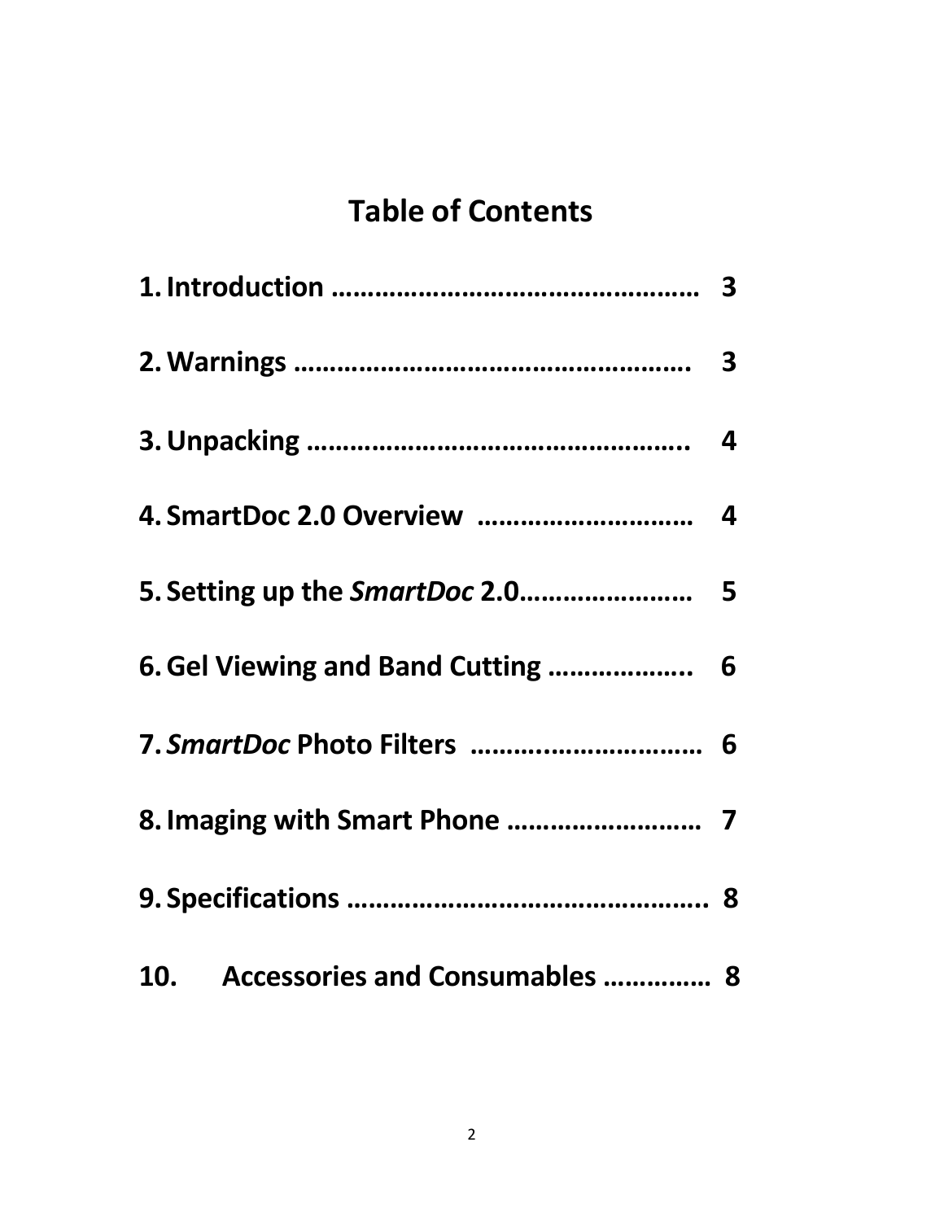# Table of Contents

1. **Introduction ………………………………………… 3**

2. **Warnings …………………………………………… 3**

3. **Unpacking ………………………………………….. 4**

4. **SmartDoc 2.0 Overview ……………………….. 4**

5. **Setting up the *SmartDoc* 2.0………………… 5**

6. **Gel Viewing and Band Cutting ……………….. 6**

7. ***SmartDoc* Photo Filters ……………………….. 6**

8. **Imaging with Smart Phone …………………… 7**

9. **Specifications ………………………………………. 8**

10. **Accessories and Consumables ………….. 8**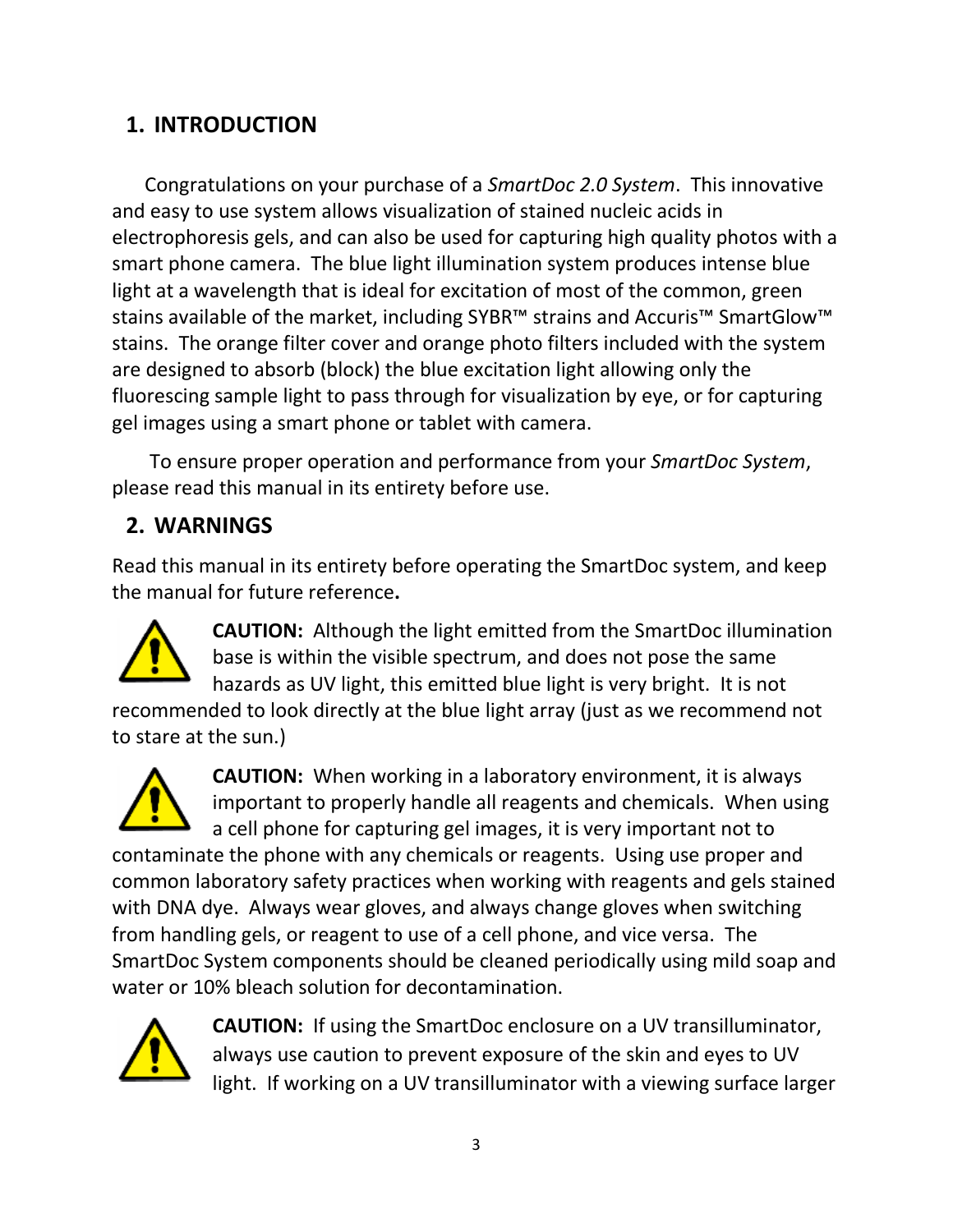## 1. INTRODUCTION

Congratulations on your purchase of a *SmartDoc 2.0 System*. This innovative and easy to use system allows visualization of stained nucleic acids in electrophoresis gels, and can also be used for capturing high quality photos with a smart phone camera. The blue light illumination system produces intense blue light at a wavelength that is ideal for excitation of most of the common, green stains available of the market, including SYBR™ strains and Accuris™ SmartGlow™ stains. The orange filter cover and orange photo filters included with the system are designed to absorb (block) the blue excitation light allowing only the fluorescing sample light to pass through for visualization by eye, or for capturing gel images using a smart phone or tablet with camera.

To ensure proper operation and performance from your *SmartDoc System*, please read this manual in its entirety before use.

## 2. WARNINGS

Read this manual in its entirety before operating the SmartDoc system, and keep the manual for future reference**.**

**CAUTION:** Although the light emitted from the SmartDoc illumination base is within the visible spectrum, and does not pose the same hazards as UV light, this emitted blue light is very bright. It is not recommended to look directly at the blue light array (just as we recommend not to stare at the sun.)

**CAUTION:** When working in a laboratory environment, it is always important to properly handle all reagents and chemicals. When using a cell phone for capturing gel images, it is very important not to contaminate the phone with any chemicals or reagents. Using use proper and common laboratory safety practices when working with reagents and gels stained with DNA dye. Always wear gloves, and always change gloves when switching from handling gels, or reagent to use of a cell phone, and vice versa. The SmartDoc System components should be cleaned periodically using mild soap and water or 10% bleach solution for decontamination.

**CAUTION:** If using the SmartDoc enclosure on a UV transilluminator, always use caution to prevent exposure of the skin and eyes to UV light. If working on a UV transilluminator with a viewing surface larger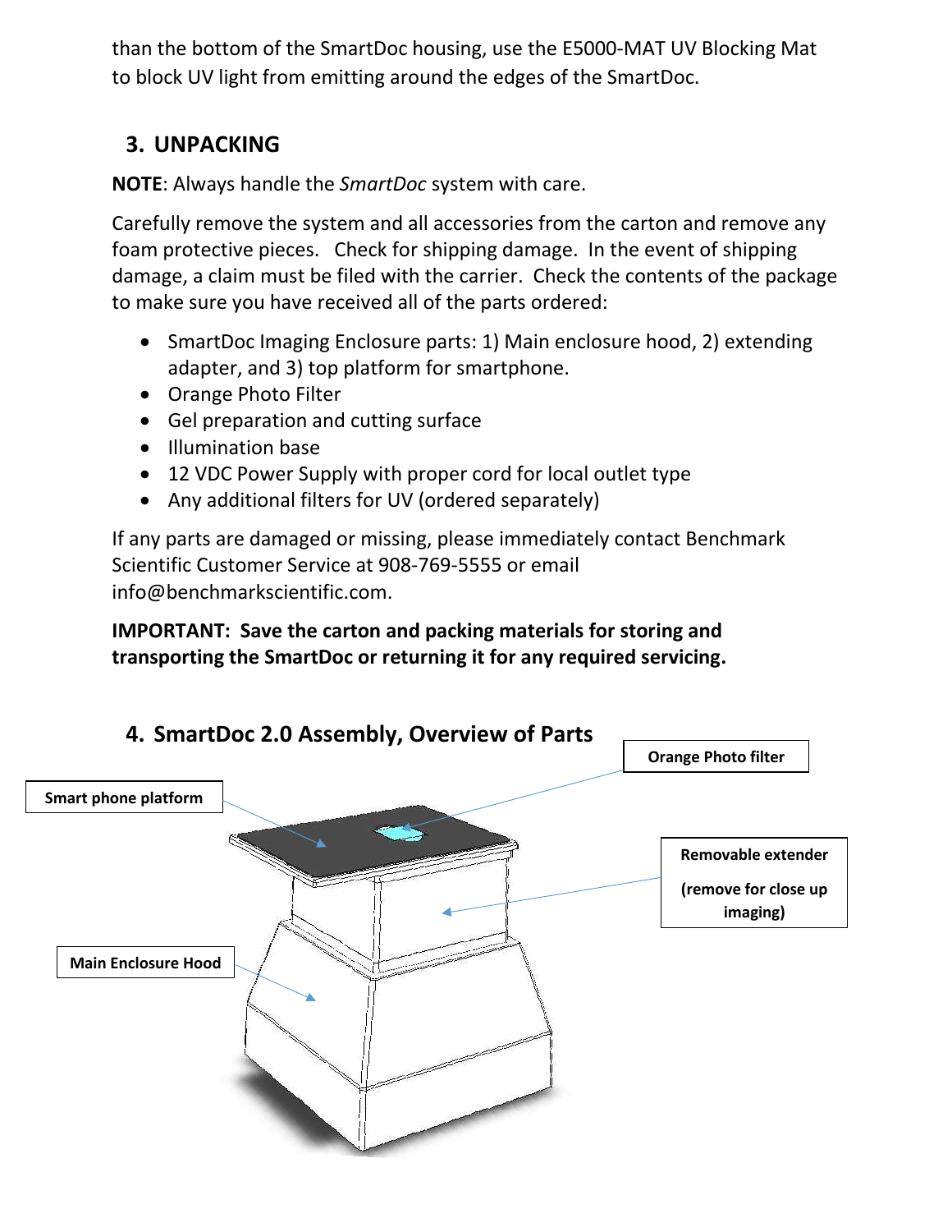than the bottom of the SmartDoc housing, use the E5000-MAT UV Blocking Mat to block UV light from emitting around the edges of the SmartDoc.

## 3. UNPACKING

**NOTE**: Always handle the *SmartDoc* system with care.

Carefully remove the system and all accessories from the carton and remove any foam protective pieces. Check for shipping damage. In the event of shipping damage, a claim must be filed with the carrier. Check the contents of the package to make sure you have received all of the parts ordered:

- SmartDoc Imaging Enclosure parts: 1) Main enclosure hood, 2) extending adapter, and 3) top platform for smartphone.
- Orange Photo Filter
- Gel preparation and cutting surface
- Illumination base
- 12 VDC Power Supply with proper cord for local outlet type
- Any additional filters for UV (ordered separately)

If any parts are damaged or missing, please immediately contact Benchmark Scientific Customer Service at 908-769-5555 or email info@benchmarkscientific.com.

**IMPORTANT: Save the carton and packing materials for storing and transporting the SmartDoc or returning it for any required servicing.**

## 4. SmartDoc 2.0 Assembly, Overview of Parts

**Orange Photo filter**

**Smart phone platform**

**Removable extender**

**(remove for close up imaging)**

**Main Enclosure Hood**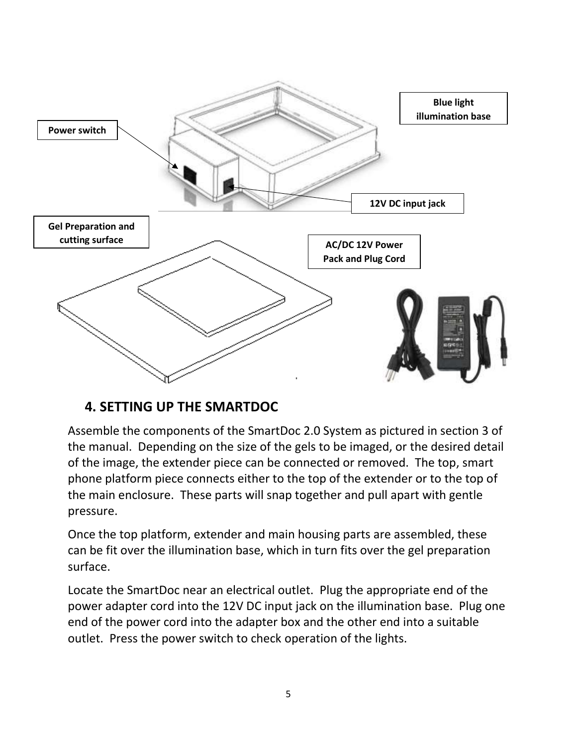Power switch

Blue light illumination base

12V DC input jack

Gel Preparation and cutting surface

AC/DC 12V Power Pack and Plug Cord

## 4. SETTING UP THE SMARTDOC

Assemble the components of the SmartDoc 2.0 System as pictured in section 3 of the manual. Depending on the size of the gels to be imaged, or the desired detail of the image, the extender piece can be connected or removed. The top, smart phone platform piece connects either to the top of the extender or to the top of the main enclosure. These parts will snap together and pull apart with gentle pressure.

Once the top platform, extender and main housing parts are assembled, these can be fit over the illumination base, which in turn fits over the gel preparation surface.

Locate the SmartDoc near an electrical outlet. Plug the appropriate end of the power adapter cord into the 12V DC input jack on the illumination base. Plug one end of the power cord into the adapter box and the other end into a suitable outlet. Press the power switch to check operation of the lights.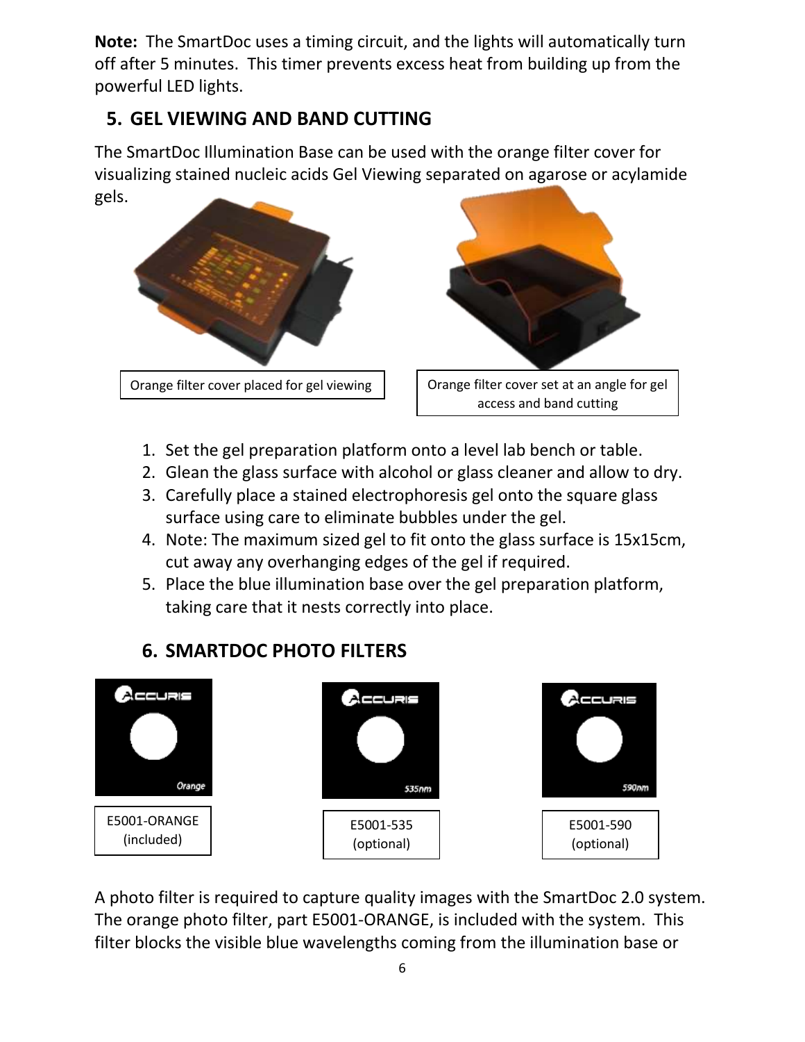**Note:** The SmartDoc uses a timing circuit, and the lights will automatically turn off after 5 minutes. This timer prevents excess heat from building up from the powerful LED lights.

## 5. GEL VIEWING AND BAND CUTTING

The SmartDoc Illumination Base can be used with the orange filter cover for visualizing stained nucleic acids Gel Viewing separated on agarose or acylamide gels.

Orange filter cover placed for gel viewing

Orange filter cover set at an angle for gel access and band cutting

1. Set the gel preparation platform onto a level lab bench or table.
2. Glean the glass surface with alcohol or glass cleaner and allow to dry.
3. Carefully place a stained electrophoresis gel onto the square glass surface using care to eliminate bubbles under the gel.
4. Note: The maximum sized gel to fit onto the glass surface is 15x15cm, cut away any overhanging edges of the gel if required.
5. Place the blue illumination base over the gel preparation platform, taking care that it nests correctly into place.

## 6. SMARTDOC PHOTO FILTERS

E5001-ORANGE (included)

E5001-535 (optional)

E5001-590 (optional)

A photo filter is required to capture quality images with the SmartDoc 2.0 system. The orange photo filter, part E5001-ORANGE, is included with the system. This filter blocks the visible blue wavelengths coming from the illumination base or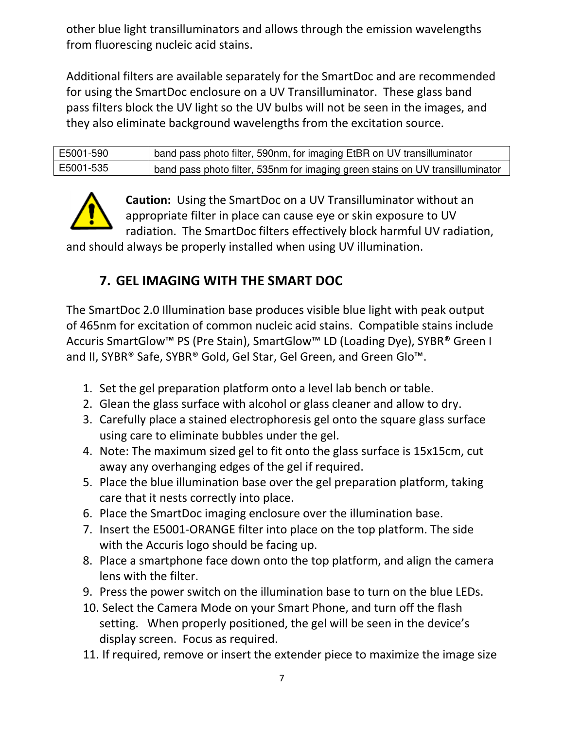other blue light transilluminators and allows through the emission wavelengths from fluorescing nucleic acid stains.

Additional filters are available separately for the SmartDoc and are recommended for using the SmartDoc enclosure on a UV Transilluminator. These glass band pass filters block the UV light so the UV bulbs will not be seen in the images, and they also eliminate background wavelengths from the excitation source.

| E5001-590 | band pass photo filter, 590nm, for imaging EtBR on UV transilluminator |
|---|---|
| E5001-535 | band pass photo filter, 535nm for imaging green stains on UV transilluminator |

**Caution:** Using the SmartDoc on a UV Transilluminator without an appropriate filter in place can cause eye or skin exposure to UV radiation. The SmartDoc filters effectively block harmful UV radiation, and should always be properly installed when using UV illumination.

## 7. GEL IMAGING WITH THE SMART DOC

The SmartDoc 2.0 Illumination base produces visible blue light with peak output of 465nm for excitation of common nucleic acid stains. Compatible stains include Accuris SmartGlow™ PS (Pre Stain), SmartGlow™ LD (Loading Dye), SYBR® Green I and II, SYBR® Safe, SYBR® Gold, Gel Star, Gel Green, and Green Glo™.

1. Set the gel preparation platform onto a level lab bench or table.
2. Glean the glass surface with alcohol or glass cleaner and allow to dry.
3. Carefully place a stained electrophoresis gel onto the square glass surface using care to eliminate bubbles under the gel.
4. Note: The maximum sized gel to fit onto the glass surface is 15x15cm, cut away any overhanging edges of the gel if required.
5. Place the blue illumination base over the gel preparation platform, taking care that it nests correctly into place.
6. Place the SmartDoc imaging enclosure over the illumination base.
7. Insert the E5001-ORANGE filter into place on the top platform. The side with the Accuris logo should be facing up.
8. Place a smartphone face down onto the top platform, and align the camera lens with the filter.
9. Press the power switch on the illumination base to turn on the blue LEDs.
10. Select the Camera Mode on your Smart Phone, and turn off the flash setting. When properly positioned, the gel will be seen in the device's display screen. Focus as required.
11. If required, remove or insert the extender piece to maximize the image size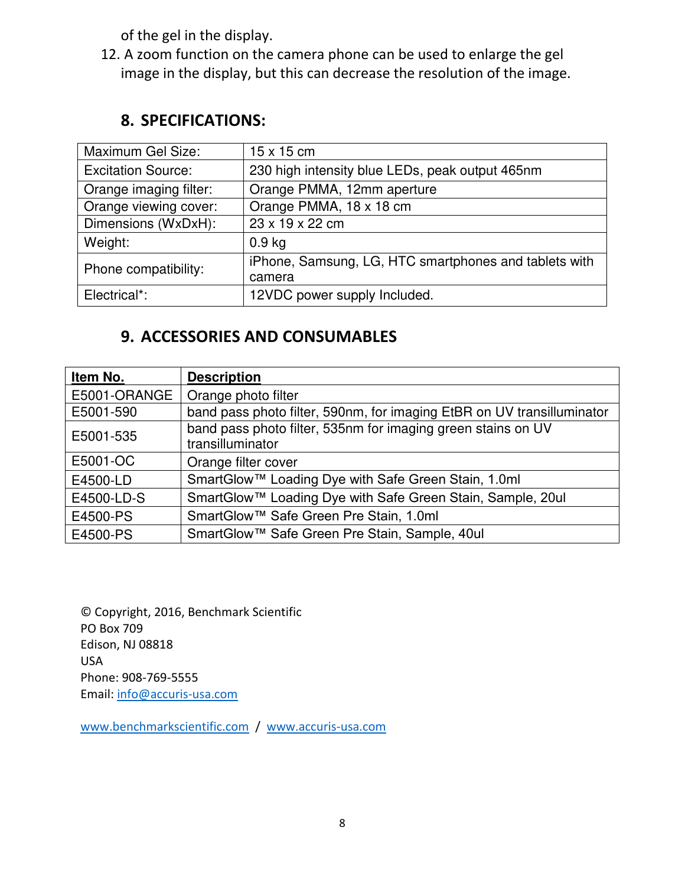of the gel in the display.

12. A zoom function on the camera phone can be used to enlarge the gel image in the display, but this can decrease the resolution of the image.

## 8. SPECIFICATIONS:

| | |
|---|---|
| Maximum Gel Size: | 15 x 15 cm |
| Excitation Source: | 230 high intensity blue LEDs, peak output 465nm |
| Orange imaging filter: | Orange PMMA, 12mm aperture |
| Orange viewing cover: | Orange PMMA, 18 x 18 cm |
| Dimensions (WxDxH): | 23 x 19 x 22 cm |
| Weight: | 0.9 kg |
| Phone compatibility: | iPhone, Samsung, LG, HTC smartphones and tablets with camera |
| Electrical*: | 12VDC power supply Included. |

## 9. ACCESSORIES AND CONSUMABLES

| Item No. | Description |
|---|---|
| E5001-ORANGE | Orange photo filter |
| E5001-590 | band pass photo filter, 590nm, for imaging EtBR on UV transilluminator |
| E5001-535 | band pass photo filter, 535nm for imaging green stains on UV transilluminator |
| E5001-OC | Orange filter cover |
| E4500-LD | SmartGlow™ Loading Dye with Safe Green Stain, 1.0ml |
| E4500-LD-S | SmartGlow™ Loading Dye with Safe Green Stain, Sample, 20ul |
| E4500-PS | SmartGlow™ Safe Green Pre Stain, 1.0ml |
| E4500-PS | SmartGlow™ Safe Green Pre Stain, Sample, 40ul |

© Copyright, 2016, Benchmark Scientific  
PO Box 709  
Edison, NJ 08818  
USA  
Phone: 908-769-5555  
Email: info@accuris-usa.com

www.benchmarkscientific.com / www.accuris-usa.com